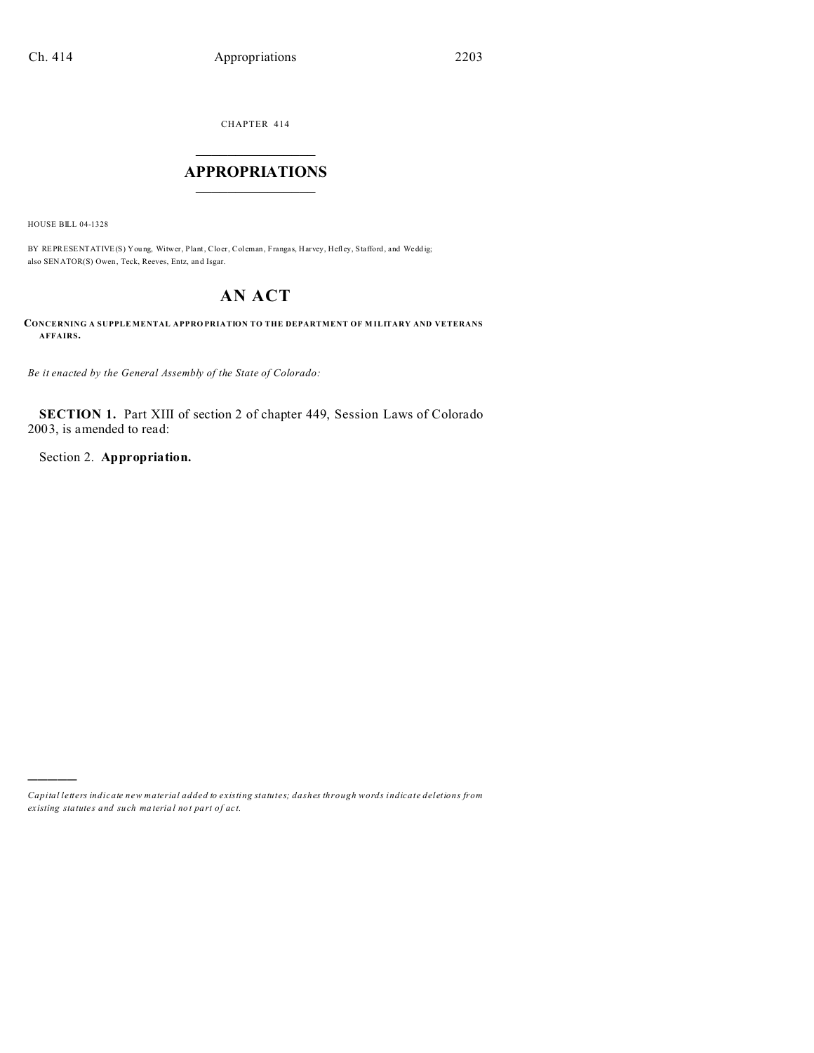CHAPTER 414

# APPROPRIATIONS

HOUSE BILL 04-1328

BY REPRESENTATIVE(S) Young, Witwer, Plant, Cloer, Coleman, Frangas, Harvey, Hefley, Stafford, and Weddig; also SENATOR(S) Owen, Teck, Reeves, Entz, and Isgar.

# AN ACT

**CONCERNING A SUPPLEMENTAL APPROPRIATION TO THE DEPARTMENT OF MILITARY AND VETERANS AFFAIRS.**

*Be it enacted by the General Assembly of the State of Colorado:*

**SECTION 1.** Part XIII of section 2 of chapter 449, Session Laws of Colorado 2003, is amended to read:

Section 2. **Appropriation.**

---

*Capital letters indicate new material added to existing statutes; dashes through words indicate deletions from existing statutes and such material not part of act.*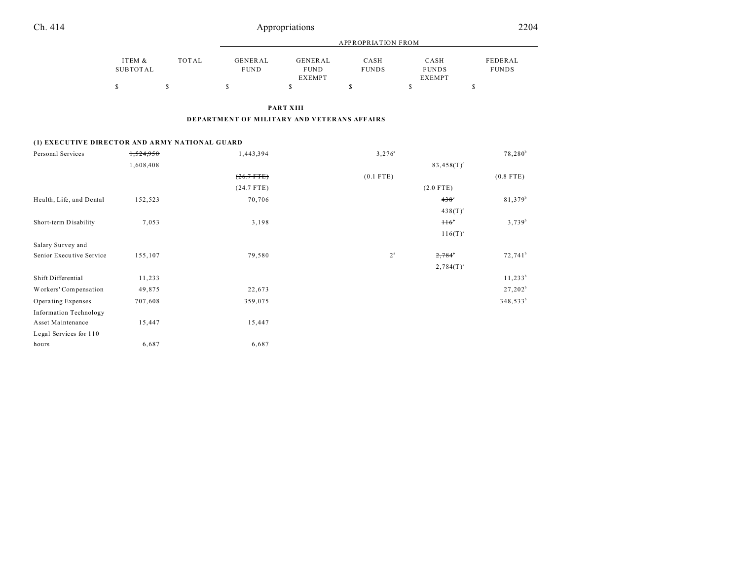**PART XIII**

**DEPARTMENT OF MILITARY AND VETERANS AFFAIRS**

| | ITEM & SUBTOTAL | TOTAL | GENERAL FUND | GENERAL FUND EXEMPT | CASH FUNDS | CASH FUNDS EXEMPT | FEDERAL FUNDS |
|---|---|---|---|---|---|---|---|
| | | | APPROPRIATION FROM | | | | |
| | $ | $ | $ | $ | $ | $ | $ |
| **(1) EXECUTIVE DIRECTOR AND ARMY NATIONAL GUARD** | | | | | | | |
| Personal Services | ~~1,524,950~~ | | 1,443,394 | | 3,276[a] | | 78,280[b] |
| | 1,608,408 | | | | | 83,458(T)[c] | |
| | | | ~~(26.7 FTE)~~ | | (0.1 FTE) | | (0.8 FTE) |
| | | | (24.7 FTE) | | | (2.0 FTE) | |
| Health, Life, and Dental | 152,523 | | 70,706 | | | ~~438[a]~~ | 81,379[b] |
| | | | | | | 438(T)[c] | |
| Short-term Disability | 7,053 | | 3,198 | | | ~~116[a]~~ | 3,739[b] |
| | | | | | | 116(T)[c] | |
| Salary Survey and Senior Executive Service | 155,107 | | 79,580 | | 2[a] | ~~2,784[a]~~ | 72,741[b] |
| | | | | | | 2,784(T)[c] | |
| Shift Differential | 11,233 | | | | | | 11,233[b] |
| Workers' Compensation | 49,875 | | 22,673 | | | | 27,202[b] |
| Operating Expenses | 707,608 | | 359,075 | | | | 348,533[b] |
| Information Technology Asset Maintenance | 15,447 | | 15,447 | | | | |
| Legal Services for 110 hours | 6,687 | | 6,687 | | | | |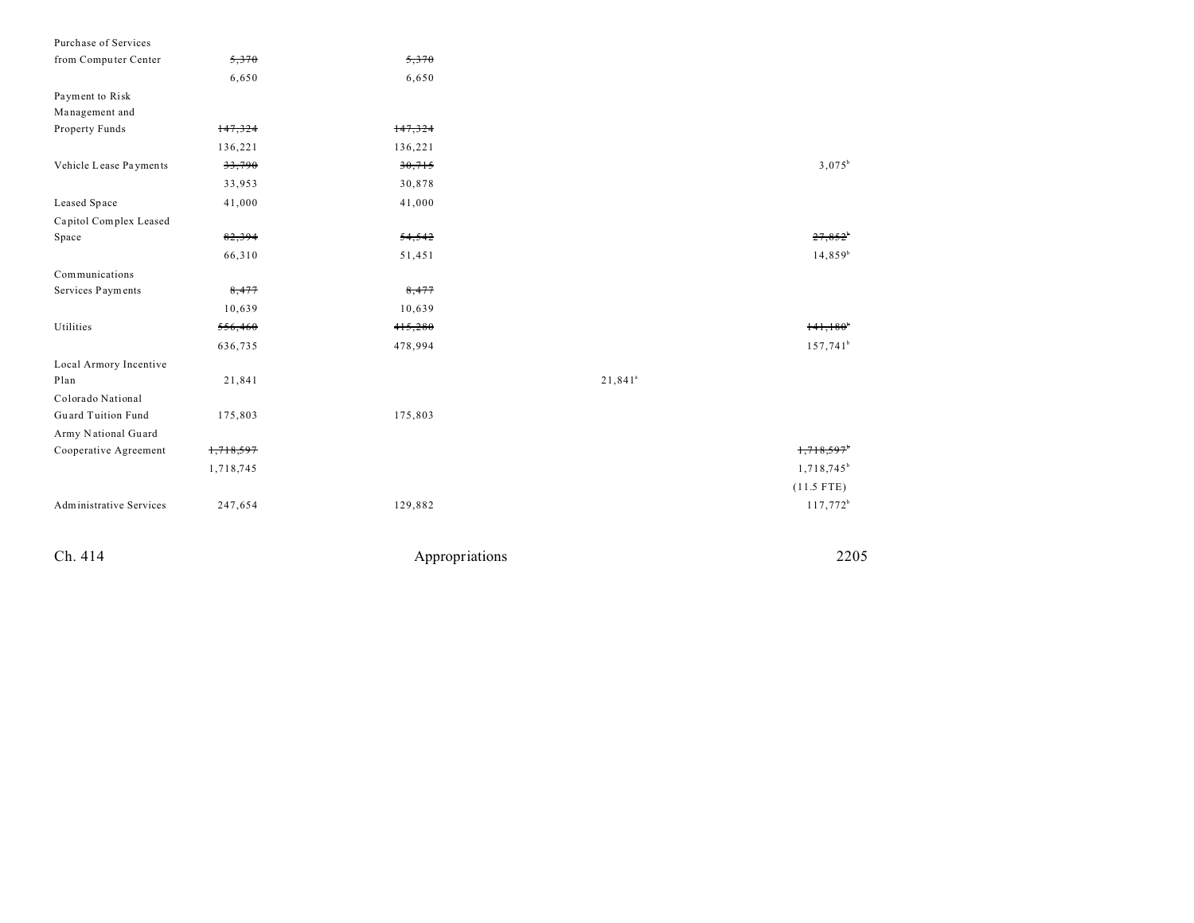| | | | | | |
|---|---|---|---|---|---|
| Purchase of Services from Computer Center | ~~5,370~~ | ~~5,370~~ | | | |
| | 6,650 | 6,650 | | | |
| Payment to Risk Management and Property Funds | ~~147,324~~ | ~~147,324~~ | | | |
| | 136,221 | 136,221 | | | |
| Vehicle Lease Payments | ~~33,790~~ | ~~30,715~~ | | | 3,075[b] |
| | 33,953 | 30,878 | | | |
| Leased Space | 41,000 | 41,000 | | | |
| Capitol Complex Leased Space | ~~82,394~~ | ~~54,542~~ | | | ~~27,852[b]~~ |
| | 66,310 | 51,451 | | | 14,859[b] |
| Communications Services Payments | ~~8,477~~ | ~~8,477~~ | | | |
| | 10,639 | 10,639 | | | |
| Utilities | ~~556,460~~ | ~~415,280~~ | | | ~~141,180[b]~~ |
| | 636,735 | 478,994 | | | 157,741[b] |
| Local Armory Incentive Plan | 21,841 | | | 21,841[a] | |
| Colorado National Guard Tuition Fund | 175,803 | 175,803 | | | |
| Army National Guard Cooperative Agreement | ~~1,718,597~~ | | | | ~~1,718,597[b]~~ |
| | 1,718,745 | | | | 1,718,745[b] |
| | | | | | (11.5 FTE) |
| Administrative Services | 247,654 | 129,882 | | | 117,772[b] |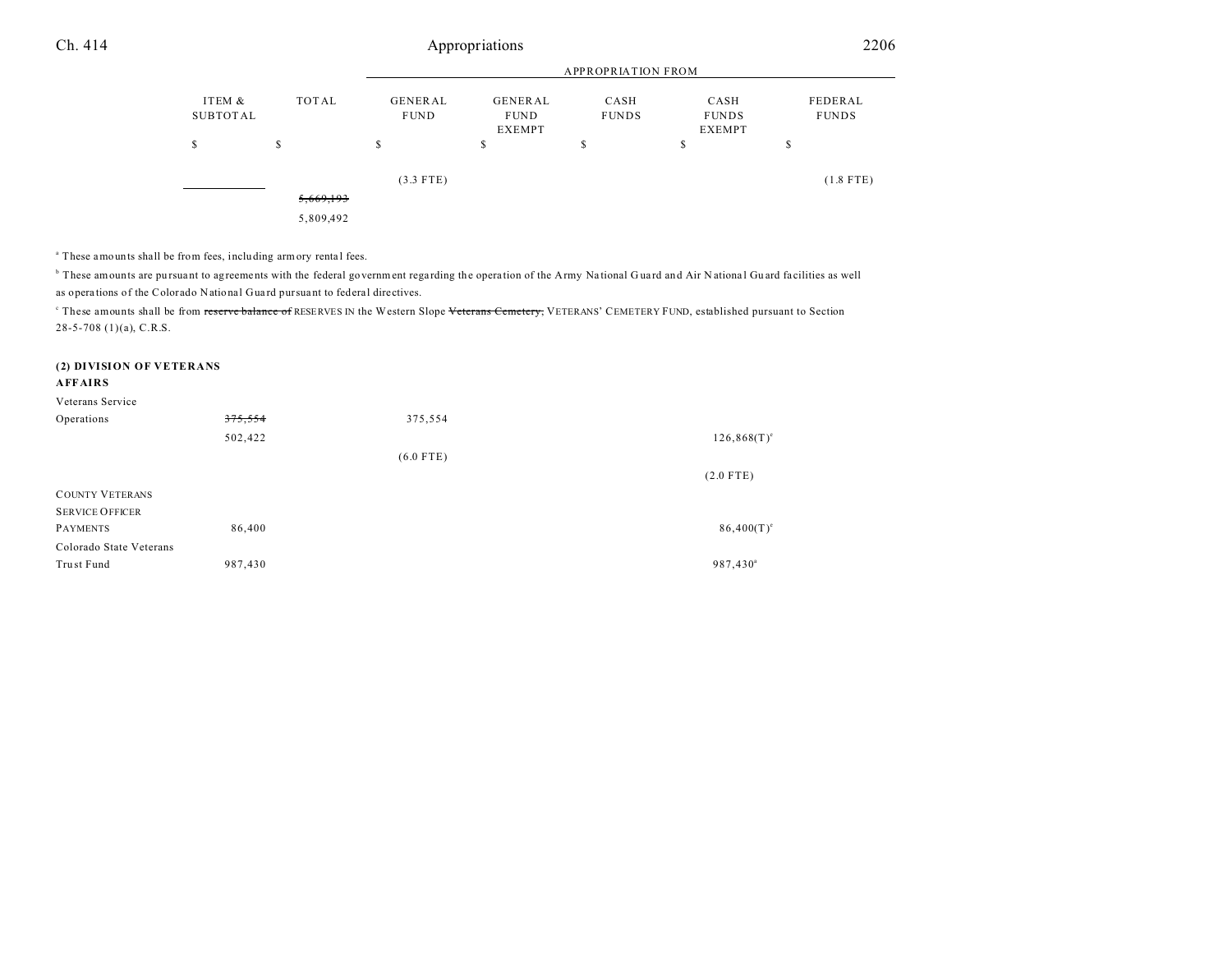| | ITEM & SUBTOTAL | TOTAL | APPROPRIATION FROM | | | | |
|---|---|---|---|---|---|---|---|
| | | | GENERAL FUND | GENERAL FUND EXEMPT | CASH FUNDS | CASH FUNDS EXEMPT | FEDERAL FUNDS |
| | $ | $ | $ | $ | $ | $ | $ |
| | | | (3.3 FTE) | | | | (1.8 FTE) |
| | | ~~5,669,193~~ | | | | | |
| | | 5,809,492 | | | | | |

[a] These amounts shall be from fees, including armory rental fees.

[b] These amounts are pursuant to agreements with the federal government regarding the operation of the Army National Guard and Air National Guard facilities as well as operations of the Colorado National Guard pursuant to federal directives.

[c] These amounts shall be from ~~reserve balance of~~ RESERVES IN the Western Slope ~~Veterans Cemetery,~~ VETERANS' CEMETERY FUND, established pursuant to Section 28-5-708 (1)(a), C.R.S.

**(2) DIVISION OF VETERANS AFFAIRS**

| | ITEM & SUBTOTAL | TOTAL | GENERAL FUND | GENERAL FUND EXEMPT | CASH FUNDS | CASH FUNDS EXEMPT | FEDERAL FUNDS |
|---|---|---|---|---|---|---|---|
| Veterans Service Operations | ~~375,554~~ | | 375,554 | | | | |
| | 502,422 | | | | | 126,868(T)[e] | |
| | | | (6.0 FTE) | | | | |
| | | | | | | (2.0 FTE) | |
| COUNTY VETERANS SERVICE OFFICER PAYMENTS | 86,400 | | | | | 86,400(T)[e] | |
| Colorado State Veterans Trust Fund | 987,430 | | | | | 987,430[a] | |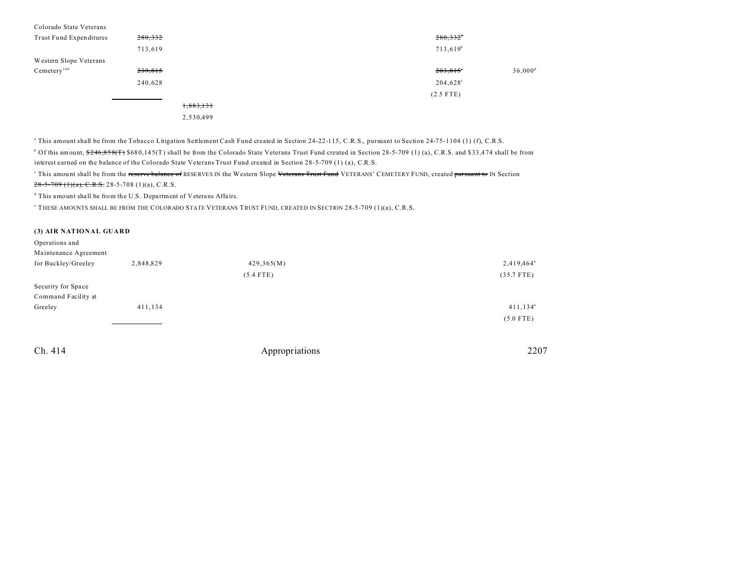| | | | | | | |
|---|---|---|---|---|---|---|
| Colorado State Veterans Trust Fund Expenditures | ~~280,332~~ | | | | ~~280,332~~[b] | |
| | 713,619 | | | | 713,619[b] | |
| Western Slope Veterans Cemetery[140] | ~~239,815~~ | | | | ~~203,815~~[c] | 36,000[d] |
| | 240,628 | | | | 204,628[c] | |
| | | | | | (2.5 FTE) | |
| | | ~~1,883,131~~ | | | | |
| | | 2,530,499 | | | | |

[a] This amount shall be from the Tobacco Litigation Settlement Cash Fund created in Section 24-22-115, C.R.S., pursuant to Section 24-75-1104 (1) (f), C.R.S.

[b] Of this amount, ~~$246,858(T)~~ $680,145(T) shall be from the Colorado State Veterans Trust Fund created in Section 28-5-709 (1) (a), C.R.S. and $33,474 shall be from interest earned on the balance of the Colorado State Veterans Trust Fund created in Section 28-5-709 (1) (a), C.R.S.

[c] This amount shall be from the ~~reserve balance of~~ RESERVES IN the Western Slope ~~Veterans Trust Fund~~ VETERANS' CEMETERY FUND, created ~~pursuant to~~ IN Section ~~28-5-709 (1)(a), C.R.S.~~ 28-5-708 (1)(a), C.R.S.

[d] This amount shall be from the U.S. Department of Veterans Affairs.

[e] THESE AMOUNTS SHALL BE FROM THE COLORADO STATE VETERANS TRUST FUND, CREATED IN SECTION 28-5-709 (1)(a), C.R.S.

**(3) AIR NATIONAL GUARD**

| | | | | | | |
|---|---|---|---|---|---|---|
| Operations and Maintenance Agreement for Buckley/Greeley | 2,848,829 | | 429,365(M) | | | 2,419,464[a] |
| | | | (5.4 FTE) | | | (35.7 FTE) |
| Security for Space Command Facility at Greeley | 411,134 | | | | | 411,134[a] |
| | | | | | | (5.0 FTE) |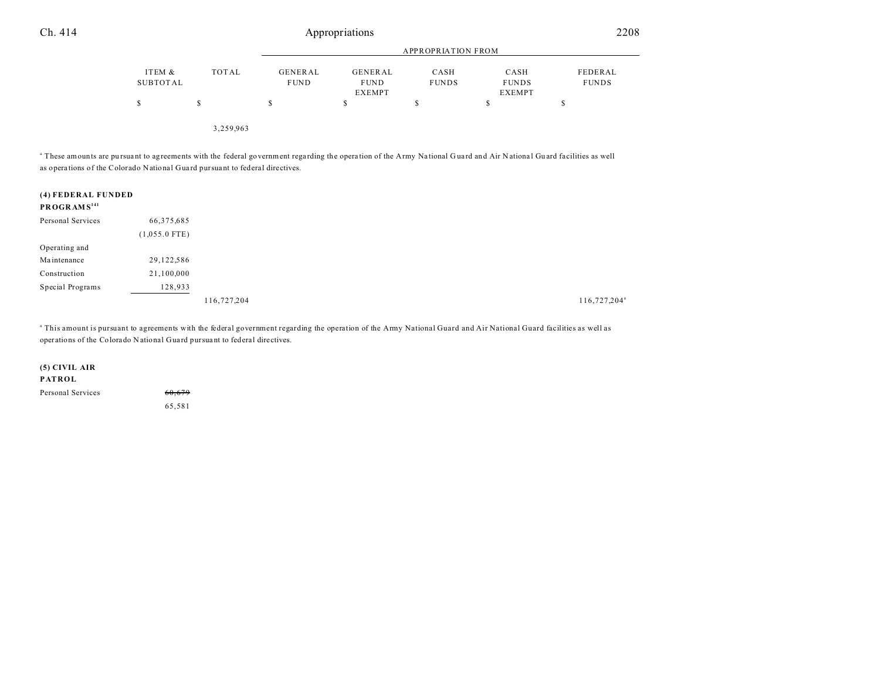| | ITEM & SUBTOTAL | TOTAL | GENERAL FUND | GENERAL FUND EXEMPT | CASH FUNDS | CASH FUNDS EXEMPT | FEDERAL FUNDS |
|---|---|---|---|---|---|---|---|
| | $ | $ | $ | $ | $ | $ | $ |
| | | 3,259,963 | | | | | |

[a] These amounts are pursuant to agreements with the federal government regarding the operation of the Army National Guard and Air National Guard facilities as well as operations of the Colorado National Guard pursuant to federal directives.

**(4) FEDERAL FUNDED PROGRAMS**[141]

| | ITEM & SUBTOTAL | TOTAL | GENERAL FUND | GENERAL FUND EXEMPT | CASH FUNDS | CASH FUNDS EXEMPT | FEDERAL FUNDS |
|---|---|---|---|---|---|---|---|
| Personal Services | 66,375,685 | | | | | | |
| | (1,055.0 FTE) | | | | | | |
| Operating and Maintenance | 29,122,586 | | | | | | |
| Construction | 21,100,000 | | | | | | |
| Special Programs | 128,933 | | | | | | |
| | | 116,727,204 | | | | | 116,727,204[a] |

[a] This amount is pursuant to agreements with the federal government regarding the operation of the Army National Guard and Air National Guard facilities as well as operations of the Colorado National Guard pursuant to federal directives.

**(5) CIVIL AIR PATROL**

| | ITEM & SUBTOTAL | TOTAL | GENERAL FUND | GENERAL FUND EXEMPT | CASH FUNDS | CASH FUNDS EXEMPT | FEDERAL FUNDS |
|---|---|---|---|---|---|---|---|
| Personal Services | ~~60,679~~ | | | | | | |
| | 65,581 | | | | | | |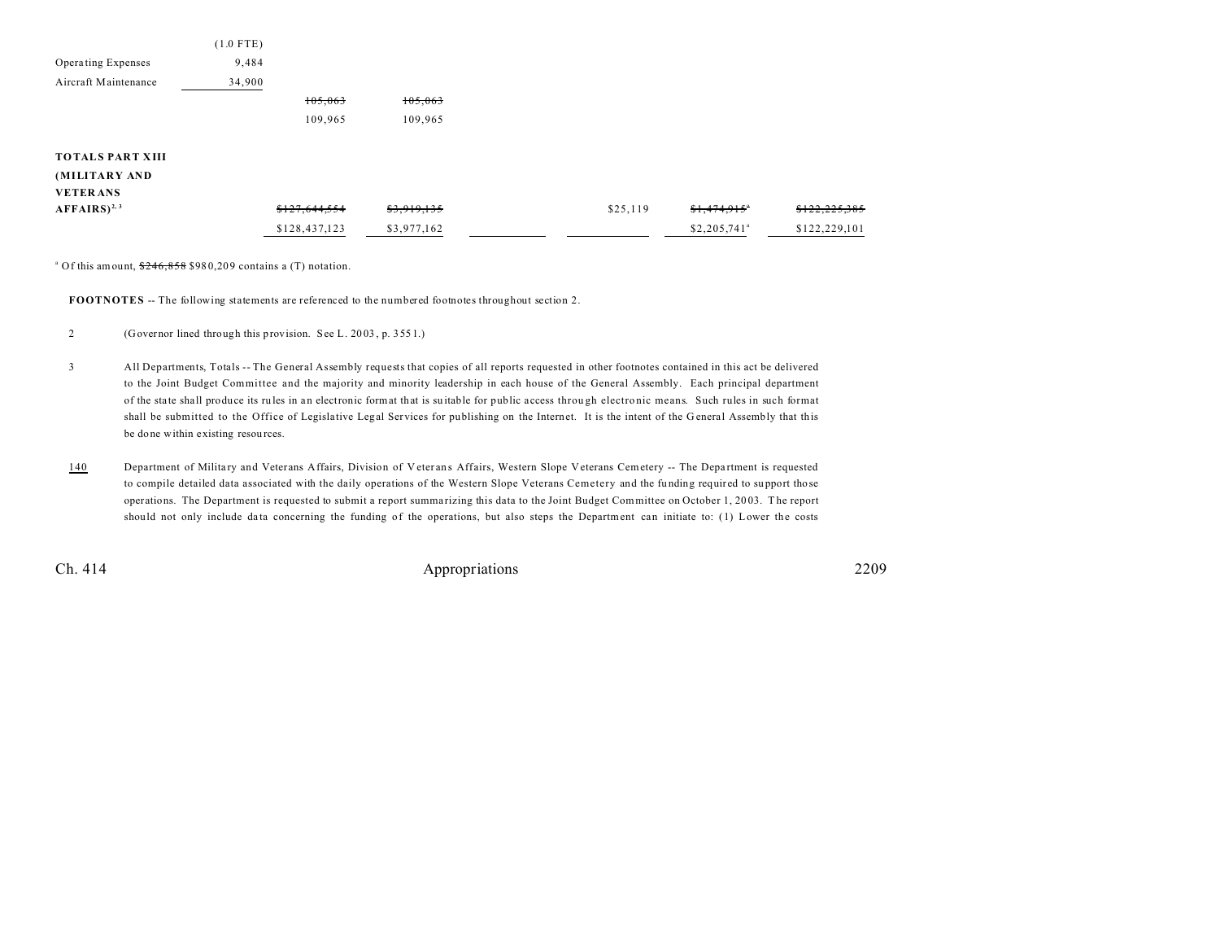| | | | | | | | |
|---|---|---|---|---|---|---|---|
| | (1.0 FTE) | | | | | | |
| Operating Expenses | 9,484 | | | | | | |
| Aircraft Maintenance | 34,900 | | | | | | |
| | | ~~105,063~~ | ~~105,063~~ | | | | |
| | | 109,965 | 109,965 | | | | |
| **TOTALS PART XIII (MILITARY AND VETERANS AFFAIRS)**[2, 3] | | ~~$127,644,554~~ | ~~$3,919,135~~ | | $25,119 | ~~$1,474,915~~[a] | ~~$122,225,385~~ |
| | | $128,437,123 | $3,977,162 | | | $2,205,741[a] | $122,229,101 |

[a] Of this amount, ~~$246,858~~ $980,209 contains a (T) notation.

**FOOTNOTES** -- The following statements are referenced to the numbered footnotes throughout section 2.

2 (Governor lined through this provision. See L. 2003, p. 3551.)

3 All Departments, Totals -- The General Assembly requests that copies of all reports requested in other footnotes contained in this act be delivered to the Joint Budget Committee and the majority and minority leadership in each house of the General Assembly. Each principal department of the state shall produce its rules in an electronic format that is suitable for public access through electronic means. Such rules in such format shall be submitted to the Office of Legislative Legal Services for publishing on the Internet. It is the intent of the General Assembly that this be done within existing resources.

140 Department of Military and Veterans Affairs, Division of Veterans Affairs, Western Slope Veterans Cemetery -- The Department is requested to compile detailed data associated with the daily operations of the Western Slope Veterans Cemetery and the funding required to support those operations. The Department is requested to submit a report summarizing this data to the Joint Budget Committee on October 1, 2003. The report should not only include data concerning the funding of the operations, but also steps the Department can initiate to: (1) Lower the costs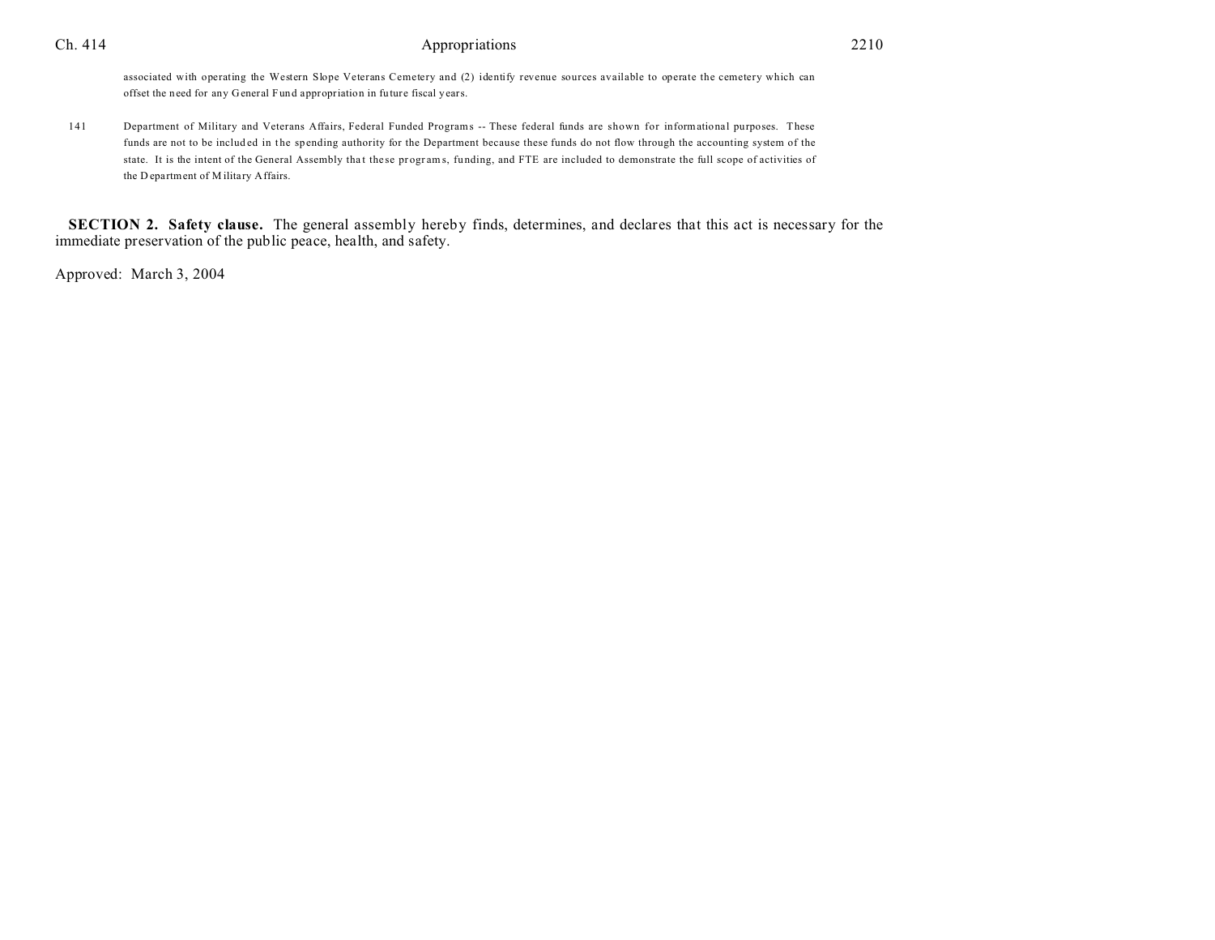associated with operating the Western Slope Veterans Cemetery and (2) identify revenue sources available to operate the cemetery which can offset the need for any General Fund appropriation in future fiscal years.

141 Department of Military and Veterans Affairs, Federal Funded Programs -- These federal funds are shown for informational purposes. These funds are not to be included in the spending authority for the Department because these funds do not flow through the accounting system of the state. It is the intent of the General Assembly that these programs, funding, and FTE are included to demonstrate the full scope of activities of the Department of Military Affairs.

**SECTION 2. Safety clause.** The general assembly hereby finds, determines, and declares that this act is necessary for the immediate preservation of the public peace, health, and safety.

Approved: March 3, 2004